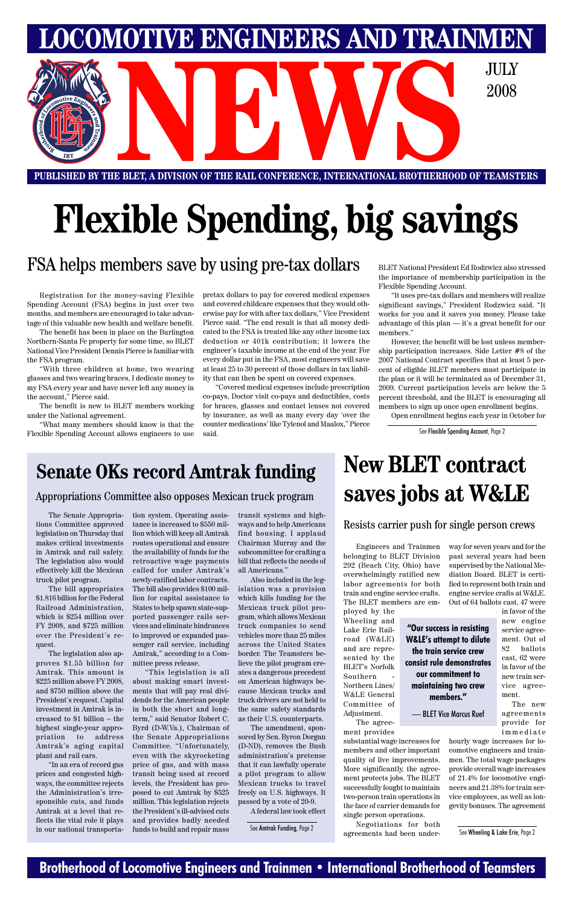# LOCOMOTIVE ENGINEERS AND TRAINMEN NEWS

JULY 2008

PUBLISHED BY THE BLET, A DIVISION OF THE RAIL CONFERENCE, INTERNATIONAL BROTHERHOOD OF TEAMSTERS

# Flexible Spending, big savings

## FSA helps members save by using pre-tax dollars

Registration for the money-saving Flexible Spending Account (FSA) begins in just over two months, and members are encouraged to take advantage of this valuable new health and welfare benefit.

The benefit has been in place on the Burlington Northern-Santa Fe property for some time, so BLET National Vice President Dennis Pierce is familiar with the FSA program.

"With three children at home, two wearing glasses and two wearing braces, I dedicate money to my FSA every year and have never left any money in the account," Pierce said.

The benefit is new to BLET members working under the National agreement.

"What many members should know is that the Flexible Spending Account allows engineers to use pretax dollars to pay for covered medical expenses and covered childcare expenses that they would otherwise pay for with after tax dollars," Vice President Pierce said. "The end result is that all money dedicated to the FSA is treated like any other income tax deduction or 401k contribution; it lowers the engineer's taxable income at the end of the year. For every dollar put in the FSA, most engineers will save at least 25 to 30 percent of those dollars in tax liability that can then be spent on covered expenses.

"Covered medical expenses include prescription co-pays, Doctor visit co-pays and deductibles, costs for braces, glasses and contact lenses not covered by insurance, as well as many every day 'over the counter medications' like Tylenol and Maalox," Pierce said.

BLET National President Ed Rodzwicz also stressed the importance of membership participation in the Flexible Spending Account.

"It uses pre-tax dollars and members will realize significant savings," President Rodzwicz said. "It works for you and it saves you money. Please take advantage of this plan — it's a great benefit for our members."

However, the benefit will be lost unless membership participation increases. Side Letter #8 of the 2007 National Contract specifies that at least 5 percent of eligible BLET members must participate in the plan or it will be terminated as of December 31, 2009. Current participation levels are below the 5 percent threshold, and the BLET is encouraging all members to sign up once open enrollment begins.

Open enrollment begins each year in October for

See Flexible Spending Account, Page 2

# Senate OKs record Amtrak funding

## Appropriations Committee also opposes Mexican truck program

The Senate Appropriations Committee approved legislation on Thursday that makes critical investments in Amtrak and rail safety. The legislation also would effectively kill the Mexican truck pilot program.

The bill appropriates $1.816 billion for the Federal Railroad Administration, which is $254 million over FY 2008, and $725 million over the President's request.

The legislation also approves $1.55 billion for Amtrak. This amount is $225 million above FY 2008, and $750 million above the President's request. Capital investment in Amtrak is increased to $1 billion – the highest single-year appropriation to address Amtrak's aging capital plant and rail cars.

"In an era of record gas prices and congested highways, the committee rejects the Administration's irresponsible cuts, and funds Amtrak at a level that reflects the vital role it plays in our national transportation system. Operating assistance is increased to $550 million which will keep all Amtrak routes operational and ensure the availability of funds for the retroactive wage payments called for under Amtrak's newly-ratified labor contracts. The bill also provides $100 million for capital assistance to States to help spawn state-supported passenger rails services and eliminate hindrances to improved or expanded passenger rail service, including Amtrak," according to a Committee press release.

"This legislation is all about making smart investments that will pay real dividends for the American people in both the short and long-term," said Senator Robert C. Byrd (D-W.Va.), Chairman of the Senate Appropriations Committee. "Unfortunately, even with the skyrocketing price of gas, and with mass transit being used at record levels, the President has proposed to cut Amtrak by $525 million. This legislation rejects the President's ill-advised cuts and provides badly needed funds to build and repair mass transit systems and highways and to help Americans find housing. I applaud Chairman Murray and the subcommittee for crafting a bill that reflects the needs of all Americans."

Also included in the legislation was a provision which kills funding for the Mexican truck pilot program, which allows Mexican truck companies to send vehicles more than 25 miles across the United States border. The Teamsters believe the pilot program creates a dangerous precedent on American highways because Mexican trucks and truck drivers are not held to the same safety standards as their U.S. counterparts.

The amendment, sponsored by Sen. Byron Dorgan (D-ND), removes the Bush administration's pretense that it can lawfully operate a pilot program to allow Mexican trucks to travel freely on U.S. highways. It passed by a vote of 20-9.

A federal law took effect

See Amtrak Funding, Page 2

# New BLET contract saves jobs at W&LE

## Resists carrier push for single person crews

Engineers and Trainmen belonging to BLET Division 292 (Beach City, Ohio) have overwhelmingly ratified new labor agreements for both train and engine service crafts. The BLET members are employed by the Wheeling and Lake Erie Railroad (W&LE) and are represented by the BLET's Norfolk Southern - Northern Lines/W&LE General Committee of Adjustment.

The agreement provides substantial wage increases for members and other important quality of live improvements. More significantly, the agreement protects jobs. The BLET successfully fought to maintain two-person train operations in the face of carrier demands for single person operations.

Negotiations for both agreements had been underway for seven years and for the past several years had been supervised by the National Mediation Board. BLET is certified to represent both train and engine service crafts at W&LE. Out of 64 ballots cast, 47 were in favor of the new engine service agreement. Out of 82 ballots cast, 62 were in favor of the new train service agreement.

**"Our success in resisting W&LE's attempt to dilute the train service crew consist rule demonstrates our commitment to maintaining two crew members."**

— BLET Vice Marcus Ruef

The new agreements provide for immediate hourly wage increases for locomotive engineers and trainmen. The total wage packages provide overall wage increases of 21.4% for locomotive engineers and 21.38% for train service employees, as well as longevity bonuses. The agreement

See Wheeling & Lake Erie, Page 2

Brotherhood of Locomotive Engineers and Trainmen • International Brotherhood of Teamsters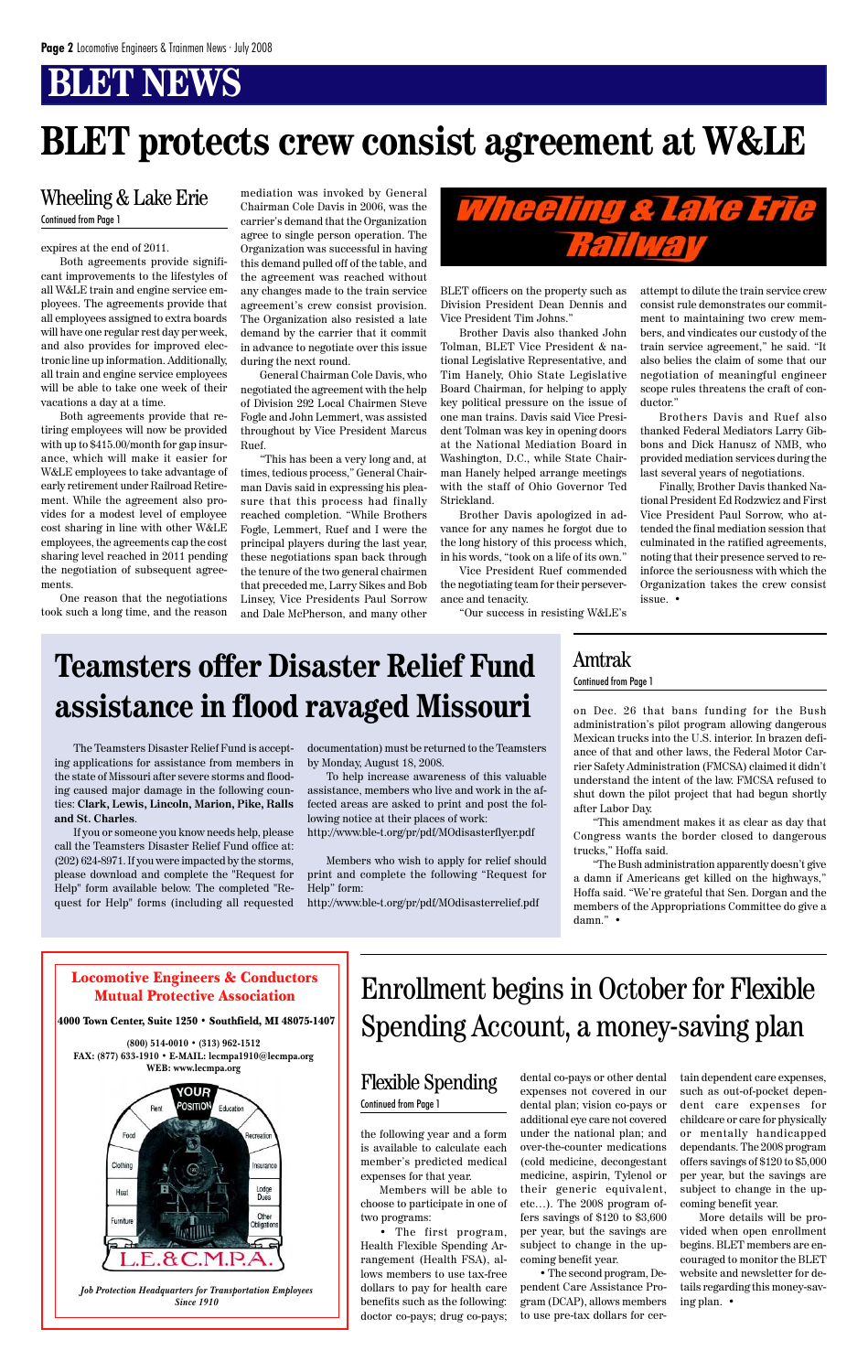# BLET NEWS

# BLET protects crew consist agreement at W&LE

## Wheeling & Lake Erie

Continued from Page 1

expires at the end of 2011.

Both agreements provide significant improvements to the lifestyles of all W&LE train and engine service employees. The agreements provide that all employees assigned to extra boards will have one regular rest day per week, and also provides for improved electronic line up information. Additionally, all train and engine service employees will be able to take one week of their vacations a day at a time.

Both agreements provide that retiring employees will now be provided with up to $415.00/month for gap insurance, which will make it easier for W&LE employees to take advantage of early retirement under Railroad Retirement. While the agreement also provides for a modest level of employee cost sharing in line with other W&LE employees, the agreements cap the cost sharing level reached in 2011 pending the negotiation of subsequent agreements.

One reason that the negotiations took such a long time, and the reason mediation was invoked by General Chairman Cole Davis in 2006, was the carrier's demand that the Organization agree to single person operation. The Organization was successful in having this demand pulled off of the table, and the agreement was reached without any changes made to the train service agreement's crew consist provision. The Organization also resisted a late demand by the carrier that it commit in advance to negotiate over this issue during the next round.

General Chairman Cole Davis, who negotiated the agreement with the help of Division 292 Local Chairmen Steve Fogle and John Lemmert, was assisted throughout by Vice President Marcus Ruef.

"This has been a very long and, at times, tedious process," General Chairman Davis said in expressing his pleasure that this process had finally reached completion. "While Brothers Fogle, Lemmert, Ruef and I were the principal players during the last year, these negotiations span back through the tenure of the two general chairmen that preceded me, Larry Sikes and Bob Linsey, Vice Presidents Paul Sorrow and Dale McPherson, and many other BLET officers on the property such as Division President Dean Dennis and Vice President Tim Johns."

Brother Davis also thanked John Tolman, BLET Vice President & national Legislative Representative, and Tim Hanely, Ohio State Legislative Board Chairman, for helping to apply key political pressure on the issue of one man trains. Davis said Vice President Tolman was key in opening doors at the National Mediation Board in Washington, D.C., while State Chairman Hanely helped arrange meetings with the staff of Ohio Governor Ted Strickland.

Brother Davis apologized in advance for any names he forgot due to the long history of this process which, in his words, "took on a life of its own."

Vice President Ruef commended the negotiating team for their perseverance and tenacity.

"Our success in resisting W&LE's attempt to dilute the train service crew consist rule demonstrates our commitment to maintaining two crew members, and vindicates our custody of the train service agreement," he said. "It also belies the claim of some that our negotiation of meaningful engineer scope rules threatens the craft of conductor."

Brothers Davis and Ruef also thanked Federal Mediators Larry Gibbons and Dick Hanusz of NMB, who provided mediation services during the last several years of negotiations.

Finally, Brother Davis thanked National President Ed Rodzwicz and First Vice President Paul Sorrow, who attended the final mediation session that culminated in the ratified agreements, noting that their presence served to reinforce the seriousness with which the Organization takes the crew consist issue. •

# Teamsters offer Disaster Relief Fund assistance in flood ravaged Missouri

The Teamsters Disaster Relief Fund is accepting applications for assistance from members in the state of Missouri after severe storms and flooding caused major damage in the following counties: **Clark, Lewis, Lincoln, Marion, Pike, Ralls and St. Charles**.

If you or someone you know needs help, please call the Teamsters Disaster Relief Fund office at: (202) 624-8971. If you were impacted by the storms, please download and complete the "Request for Help" form available below. The completed "Request for Help" forms (including all requested documentation) must be returned to the Teamsters by Monday, August 18, 2008.

To help increase awareness of this valuable assistance, members who live and work in the affected areas are asked to print and post the following notice at their places of work:
http://www.ble-t.org/pr/pdf/MOdisasterflyer.pdf

Members who wish to apply for relief should print and complete the following "Request for Help" form:
http://www.ble-t.org/pr/pdf/MOdisasterrelief.pdf

## Amtrak

Continued from Page 1

on Dec. 26 that bans funding for the Bush administration's pilot program allowing dangerous Mexican trucks into the U.S. interior. In brazen defiance of that and other laws, the Federal Motor Carrier Safety Administration (FMCSA) claimed it didn't understand the intent of the law. FMCSA refused to shut down the pilot project that had begun shortly after Labor Day.

"This amendment makes it as clear as day that Congress wants the border closed to dangerous trucks," Hoffa said.

"The Bush administration apparently doesn't give a damn if Americans get killed on the highways," Hoffa said. "We're grateful that Sen. Dorgan and the members of the Appropriations Committee do give a damn." •

**Locomotive Engineers & Conductors Mutual Protective Association**

**4000 Town Center, Suite 1250 • Southfield, MI 48075-1407**

**(800) 514-0010 • (313) 962-1512**
**FAX: (877) 633-1910 • E-MAIL: lecmpa1910@lecmpa.org**
**WEB: www.lecmpa.org**

***Job Protection Headquarters for Transportation Employees Since 1910***

# Enrollment begins in October for Flexible Spending Account, a money-saving plan

## Flexible Spending

Continued from Page 1

the following year and a form is available to calculate each member's predicted medical expenses for that year.

Members will be able to choose to participate in one of two programs:

• The first program, Health Flexible Spending Arrangement (Health FSA), allows members to use tax-free dollars to pay for health care benefits such as the following: doctor co-pays; drug co-pays; dental co-pays or other dental expenses not covered in our dental plan; vision co-pays or additional eye care not covered under the national plan; and over-the-counter medications (cold medicine, decongestant medicine, aspirin, Tylenol or their generic equivalent, etc…). The 2008 program offers savings of $120 to $3,600 per year, but the savings are subject to change in the upcoming benefit year.

• The second program, Dependent Care Assistance Program (DCAP), allows members to use pre-tax dollars for certain dependent care expenses, such as out-of-pocket dependent care expenses for childcare or care for physically or mentally handicapped dependants. The 2008 program offers savings of $120 to $5,000 per year, but the savings are subject to change in the upcoming benefit year.

More details will be provided when open enrollment begins. BLET members are encouraged to monitor the BLET website and newsletter for details regarding this money-saving plan. •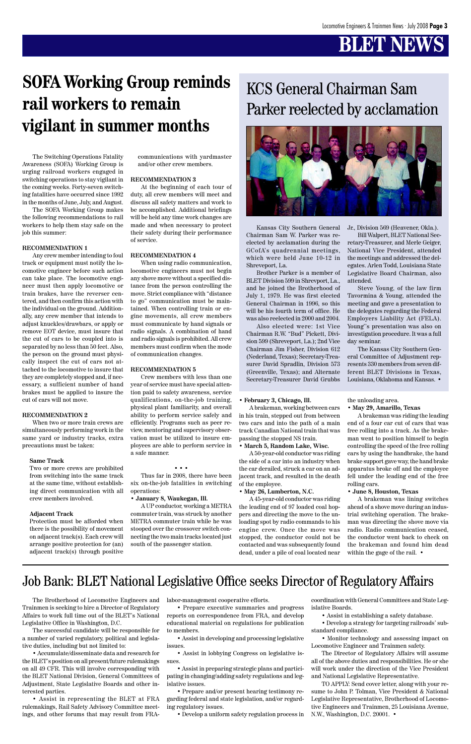# BLET NEWS

## SOFA Working Group reminds rail workers to remain vigilant in summer months

The Switching Operations Fatality Awareness (SOFA) Working Group is urging railroad workers engaged in switching operations to stay vigilant in the coming weeks. Forty-seven switching fatalities have occurred since 1992 in the months of June, July, and August.

The SOFA Working Group makes the following recommendations to rail workers to help them stay safe on the job this summer:

**RECOMMENDATION 1**

Any crew member intending to foul track or equipment must notify the locomotive engineer before such action can take place. The locomotive engineer must then apply locomotive or train brakes, have the reverser centered, and then confirm this action with the individual on the ground. Additionally, any crew member that intends to adjust knuckles/drawbars, or apply or remove EOT device, must insure that the cut of cars to be coupled into is separated by no less than 50 feet. Also, the person on the ground must physically inspect the cut of cars not attached to the locomotive to insure that they are completely stopped and, if necessary, a sufficient number of hand brakes must be applied to insure the cut of cars will not move.

**RECOMMENDATION 2**

When two or more train crews are simultaneously performing work in the same yard or industry tracks, extra precautions must be taken:

**Same Track**

Two or more crews are prohibited from switching into the same track at the same time, without establishing direct communication with all crew members involved.

**Adjacent Track**

Protection must be afforded when there is the possibility of movement on adjacent track(s). Each crew will arrange positive protection for (an) adjacent track(s) through positive communications with yardmaster and/or other crew members.

**RECOMMENDATION 3**

At the beginning of each tour of duty, all crew members will meet and discuss all safety matters and work to be accomplished. Additional briefings will be held any time work changes are made and when necessary to protect their safety during their performance of service.

**RECOMMENDATION 4**

When using radio communication, locomotive engineers must not begin any shove move without a specified distance from the person controlling the move. Strict compliance with "distance to go" communication must be maintained. When controlling train or engine movements, all crew members must communicate by hand signals or radio signals. A combination of hand and radio signals is prohibited. All crew members must confirm when the mode of communication changes.

**RECOMMENDATION 5**

Crew members with less than one year of service must have special attention paid to safety awareness, service qualifications, on-the-job training, physical plant familiarity, and overall ability to perform service safely and efficiently. Programs such as peer review, mentoring and supervisory observation must be utilized to insure employees are able to perform service in a safe manner.

• • •

Thus far in 2008, there have been six on-the-job fatalities in switching operations:

**• January 8, Waukegan, Ill.**

A UP conductor, working a METRA commuter train, was struck by another METRA commuter train while he was stooped over the crossover switch connecting the two main tracks located just south of the passenger station.

**• February 3, Chicago, Ill.**

A brakeman, working between cars in his train, stepped out from between two cars and into the path of a main track Canadian National train that was passing the stopped NS train.

**• March 5, Random Lake, Wisc.**

A 50-year-old conductor was riding the side of a car into an industry when the car derailed, struck a car on an adjacent track, and resulted in the death of the employee.

**• May 26, Lumberton, N.C.**

A 45-year-old conductor was riding the leading end of 97 loaded coal hoppers and directing the move to the unloading spot by radio commands to his engine crew. Once the move was stopped, the conductor could not be contacted and was subsequently found dead, under a pile of coal located near the unloading area.

**• May 29, Amarillo, Texas**

A brakeman was riding the leading end of a four car cut of cars that was free rolling into a track. As the brakeman went to position himself to begin controlling the speed of the free rolling cars by using the handbrake, the hand brake support gave way, the hand brake apparatus broke off and the employee fell under the leading end of the free rolling cars.

**• June 8, Houston, Texas**

A brakeman was lining switches ahead of a shove move during an industrial switching operation. The brakeman was directing the shove move via radio. Radio communication ceased, the conductor went back to check on the brakeman and found him dead within the gage of the rail. •

## KCS General Chairman Sam Parker reelected by acclamation

Kansas City Southern General Chairman Sam W. Parker was reelected by acclamation during the GCofA's quadrennial meetings, which were held June 10-12 in Shreveport, La.

Brother Parker is a member of BLET Division 599 in Shrevport, La., and he joined the Brotherhood of July 1, 1979. He was first elected General Chairman in 1996, so this will be his fourth term of office. He was also reelected in 2000 and 2004.

Also elected were: 1st Vice Chairman R.W. "Bud" Pickett, Division 599 (Shreveport, La.); 2nd Vice Chairman Jim Fisher, Division 612 (Nederland, Texas); Secretary-Treasurer David Spradlin, Division 573 (Greenville, Texas); and Alternate Secretary-Treasurer David Grubbs Jr., Division 569 (Heavener, Okla.).

Bill Walpert, BLET National Secretary-Treasurer, and Merle Geiger, National Vice President, attended the meetings and addressed the delegates. Arlen Todd, Louisiana State Legislative Board Chairman, also attended.

Steve Young, of the law firm Tavormina & Young, attended the meeting and gave a presentation to the delegates regarding the Federal Employers Liability Act (FELA). Young''s presentation was also on investigation procedure. It was a full day seminar.

The Kansas City Southern General Committee of Adjustment represents 330 members from seven different BLET Divisions in Texas, Louisiana, Oklahoma and Kansas. •

## Job Bank: BLET National Legislative Office seeks Director of Regulatory Affairs

The Brotherhood of Locomotive Engineers and Trainmen is seeking to hire a Director of Regulatory Affairs to work full time out of the BLET's National Legislative Office in Washington, D.C.

The successful candidate will be responsible for a number of varied regulatory, political and legislative duties, including but not limited to:

- Accumulate/disseminate data and research for the BLET's position on all present/future rulemakings on all 49 CFR. This will involve corresponding with the BLET National Division, General Committees of Adjustment, State Legislative Boards and other interested parties.
- Assist in representing the BLET at FRA rulemakings, Rail Safety Advisory Committee meetings, and other forums that may result from FRA-labor-management cooperative efforts.
- Prepare executive summaries and progress reports on correspondence from FRA, and develop educational material on regulations for publication to members.
- Assist in developing and processing legislative issues.
- Assist in lobbying Congress on legislative issues.
- Assist in preparing strategic plans and participating in changing/adding safety regulations and legislative issues.
- Prepare and/or present hearing testimony regarding federal and state legislation, and/or regarding regulatory issues.
- Develop a uniform safety regulation process in coordination with General Committees and State Legislative Boards.
- Assist in establishing a safety database.
- Develop a strategy for targeting railroads' substandard compliance.
- Monitor technology and assessing impact on Locomotive Engineer and Trainmen safety.

The Director of Regulatory Affairs will assume all of the above duties and responsibilities. He or she will work under the direction of the Vice President and National Legislative Representative.

TO APPLY: Send cover letter, along with your resume to John P. Tolman, Vice President & National Legislative Representative, Brotherhood of Locomotive Engineers and Trainmen, 25 Louisiana Avenue, N.W., Washington, D.C. 20001. •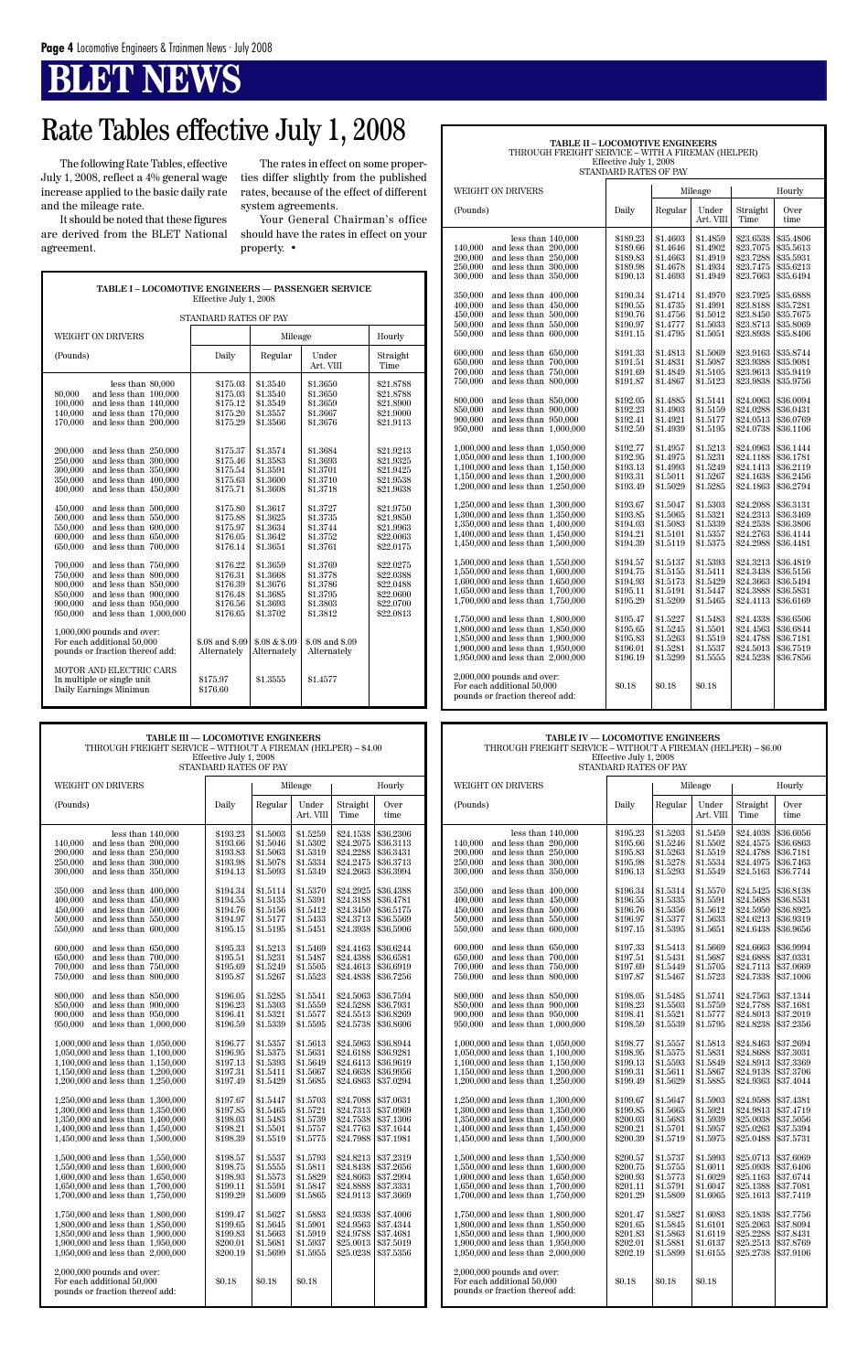# BLET NEWS

# Rate Tables effective July 1, 2008

The following Rate Tables, effective July 1, 2008, reflect a 4% general wage increase applied to the basic daily rate and the mileage rate.

It should be noted that these figures are derived from the BLET National agreement.

The rates in effect on some properties differ slightly from the published rates, because of the effect of different system agreements.

Your General Chairman's office should have the rates in effect on your property. •

**TABLE I – LOCOMOTIVE ENGINEERS — PASSENGER SERVICE**
Effective July 1, 2008

STANDARD RATES OF PAY

| WEIGHT ON DRIVERS | | Mileage | | Hourly |
|---|---|---|---|---|
| (Pounds) | Daily | Regular | Under Art. VIII | Straight Time |
| less than 80,000 | $175.03 | $1.3540 | $1.3650 | $21.8788 |
| 80,000 and less than 100,000 | $175.03 | $1.3540 | $1.3650 | $21.8788 |
| 100,000 and less than 140,000 | $175.12 | $1.3549 | $1.3659 | $21.8900 |
| 140,000 and less than 170,000 | $175.20 | $1.3557 | $1.3667 | $21.9000 |
| 170,000 and less than 200,000 | $175.29 | $1.3566 | $1.3676 | $21.9113 |
| 200,000 and less than 250,000 | $175.37 | $1.3574 | $1.3684 | $21.9213 |
| 250,000 and less than 300,000 | $175.46 | $1.3583 | $1.3693 | $21.9325 |
| 300,000 and less than 350,000 | $175.54 | $1.3591 | $1.3701 | $21.9425 |
| 350,000 and less than 400,000 | $175.63 | $1.3600 | $1.3710 | $21.9538 |
| 400,000 and less than 450,000 | $175.71 | $1.3608 | $1.3718 | $21.9638 |
| 450,000 and less than 500,000 | $175.80 | $1.3617 | $1.3727 | $21.9750 |
| 500,000 and less than 550,000 | $175.88 | $1.3625 | $1.3735 | $21.9850 |
| 550,000 and less than 600,000 | $175.97 | $1.3634 | $1.3744 | $21.9963 |
| 600,000 and less than 650,000 | $176.05 | $1.3642 | $1.3752 | $22.0063 |
| 650,000 and less than 700,000 | $176.14 | $1.3651 | $1.3761 | $22.0175 |
| 700,000 and less than 750,000 | $176.22 | $1.3659 | $1.3769 | $22.0275 |
| 750,000 and less than 800,000 | $176.31 | $1.3668 | $1.3778 | $22.0388 |
| 800,000 and less than 850,000 | $176.39 | $1.3676 | $1.3786 | $22.0488 |
| 850,000 and less than 900,000 | $176.48 | $1.3685 | $1.3795 | $22.0600 |
| 900,000 and less than 950,000 | $176.56 | $1.3693 | $1.3803 | $22.0700 |
| 950,000 and less than 1,000,000 | $176.65 | $1.3702 | $1.3812 | $22.0813 |
| 1,000,000 pounds and over: For each additional 50,000 pounds or fraction thereof add: | $.08 and $.09 Alternately | $.08 & $.09 Alternately | $.08 and $.09 Alternately | |
| MOTOR AND ELECTRIC CARS In multiple or single unit | $175.97 | $1.3555 | $1.4577 | |
| Daily Earnings Minimum | $176.60 | | | |

**TABLE II – LOCOMOTIVE ENGINEERS**
THROUGH FREIGHT SERVICE – WITH A FIREMAN (HELPER)
Effective July 1, 2008
STANDARD RATES OF PAY

| WEIGHT ON DRIVERS | | Mileage | | Hourly | |
|---|---|---|---|---|---|
| (Pounds) | Daily | Regular | Under Art. VIII | Straight Time | Over time |
| less than 140,000 | $189.23 | $1.4603 | $1.4859 | $23.6538 | $35.4806 |
| 140,000 and less than 200,000 | $189.66 | $1.4646 | $1.4902 | $23.7075 | $35.5613 |
| 200,000 and less than 250,000 | $189.83 | $1.4663 | $1.4919 | $23.7288 | $35.5931 |
| 250,000 and less than 300,000 | $189.98 | $1.4678 | $1.4934 | $23.7475 | $35.6213 |
| 300,000 and less than 350,000 | $190.13 | $1.4693 | $1.4949 | $23.7663 | $35.6494 |
| 350,000 and less than 400,000 | $190.34 | $1.4714 | $1.4970 | $23.7925 | $35.6888 |
| 400,000 and less than 450,000 | $190.55 | $1.4735 | $1.4991 | $23.8188 | $35.7281 |
| 450,000 and less than 500,000 | $190.76 | $1.4756 | $1.5012 | $23.8450 | $35.7675 |
| 500,000 and less than 550,000 | $190.97 | $1.4777 | $1.5033 | $23.8713 | $35.8069 |
| 550,000 and less than 600,000 | $191.15 | $1.4795 | $1.5051 | $23.8938 | $35.8406 |
| 600,000 and less than 650,000 | $191.33 | $1.4813 | $1.5069 | $23.9163 | $35.8744 |
| 650,000 and less than 700,000 | $191.51 | $1.4831 | $1.5087 | $23.9388 | $35.9081 |
| 700,000 and less than 750,000 | $191.69 | $1.4849 | $1.5105 | $23.9613 | $35.9419 |
| 750,000 and less than 800,000 | $191.87 | $1.4867 | $1.5123 | $23.9838 | $35.9756 |
| 800,000 and less than 850,000 | $192.05 | $1.4885 | $1.5141 | $24.0063 | $36.0094 |
| 850,000 and less than 900,000 | $192.23 | $1.4903 | $1.5159 | $24.0288 | $36.0431 |
| 900,000 and less than 950,000 | $192.41 | $1.4921 | $1.5177 | $24.0513 | $36.0769 |
| 950,000 and less than 1,000,000 | $192.59 | $1.4939 | $1.5195 | $24.0738 | $36.1106 |
| 1,000,000 and less than 1,050,000 | $192.77 | $1.4957 | $1.5213 | $24.0963 | $36.1444 |
| 1,050,000 and less than 1,100,000 | $192.95 | $1.4975 | $1.5231 | $24.1188 | $36.1781 |
| 1,100,000 and less than 1,150,000 | $193.13 | $1.4993 | $1.5249 | $24.1413 | $36.2119 |
| 1,150,000 and less than 1,200,000 | $193.31 | $1.5011 | $1.5267 | $24.1638 | $36.2456 |
| 1,200,000 and less than 1,250,000 | $193.49 | $1.5029 | $1.5285 | $24.1863 | $36.2794 |
| 1,250,000 and less than 1,300,000 | $193.67 | $1.5047 | $1.5303 | $24.2088 | $36.3131 |
| 1,300,000 and less than 1,350,000 | $193.85 | $1.5065 | $1.5321 | $24.2313 | $36.3469 |
| 1,350,000 and less than 1,400,000 | $194.03 | $1.5083 | $1.5339 | $24.2538 | $36.3806 |
| 1,400,000 and less than 1,450,000 | $194.21 | $1.5101 | $1.5357 | $24.2763 | $36.4144 |
| 1,450,000 and less than 1,500,000 | $194.39 | $1.5119 | $1.5375 | $24.2988 | $36.4481 |
| 1,500,000 and less than 1,550,000 | $194.57 | $1.5137 | $1.5393 | $24.3213 | $36.4819 |
| 1,550,000 and less than 1,600,000 | $194.75 | $1.5155 | $1.5411 | $24.3438 | $36.5156 |
| 1,600,000 and less than 1,650,000 | $194.93 | $1.5173 | $1.5429 | $24.3663 | $36.5494 |
| 1,650,000 and less than 1,700,000 | $195.11 | $1.5191 | $1.5447 | $24.3888 | $36.5831 |
| 1,700,000 and less than 1,750,000 | $195.29 | $1.5209 | $1.5465 | $24.4113 | $36.6169 |
| 1,750,000 and less than 1,800,000 | $195.47 | $1.5227 | $1.5483 | $24.4338 | $36.6506 |
| 1,800,000 and less than 1,850,000 | $195.65 | $1.5245 | $1.5501 | $24.4563 | $36.6844 |
| 1,850,000 and less than 1,900,000 | $195.83 | $1.5263 | $1.5519 | $24.4788 | $36.7181 |
| 1,900,000 and less than 1,950,000 | $196.01 | $1.5281 | $1.5537 | $24.5013 | $36.7519 |
| 1,950,000 and less than 2,000,000 | $196.19 | $1.5299 | $1.5555 | $24.5238 | $36.7856 |
| 2,000,000 pounds and over: For each additional 50,000 pounds or fraction thereof add: | $0.18 | $0.18 | $0.18 | | |

**TABLE III — LOCOMOTIVE ENGINEERS**
THROUGH FREIGHT SERVICE – WITHOUT A FIREMAN (HELPER) – $4.00
Effective July 1, 2008
STANDARD RATES OF PAY

| WEIGHT ON DRIVERS | | Mileage | | Hourly | |
|---|---|---|---|---|---|
| (Pounds) | Daily | Regular | Under Art. VIII | Straight Time | Over time |
| less than 140,000 | $193.23 | $1.5003 | $1.5259 | $24.1538 | $36.2306 |
| 140,000 and less than 200,000 | $193.66 | $1.5046 | $1.5302 | $24.2075 | $36.3113 |
| 200,000 and less than 250,000 | $193.83 | $1.5063 | $1.5319 | $24.2288 | $36.3431 |
| 250,000 and less than 300,000 | $193.98 | $1.5078 | $1.5334 | $24.2475 | $36.3713 |
| 300,000 and less than 350,000 | $194.13 | $1.5093 | $1.5349 | $24.2663 | $36.3994 |
| 350,000 and less than 400,000 | $194.34 | $1.5114 | $1.5370 | $24.2925 | $36.4388 |
| 400,000 and less than 450,000 | $194.55 | $1.5135 | $1.5391 | $24.3188 | $36.4781 |
| 450,000 and less than 500,000 | $194.76 | $1.5156 | $1.5412 | $24.3450 | $36.5175 |
| 500,000 and less than 550,000 | $194.97 | $1.5177 | $1.5433 | $24.3713 | $36.5569 |
| 550,000 and less than 600,000 | $195.15 | $1.5195 | $1.5451 | $24.3938 | $36.5906 |
| 600,000 and less than 650,000 | $195.33 | $1.5213 | $1.5469 | $24.4163 | $36.6244 |
| 650,000 and less than 700,000 | $195.51 | $1.5231 | $1.5487 | $24.4388 | $36.6581 |
| 700,000 and less than 750,000 | $195.69 | $1.5249 | $1.5505 | $24.4613 | $36.6919 |
| 750,000 and less than 800,000 | $195.87 | $1.5267 | $1.5523 | $24.4838 | $36.7256 |
| 800,000 and less than 850,000 | $196.05 | $1.5285 | $1.5541 | $24.5063 | $36.7594 |
| 850,000 and less than 900,000 | $196.23 | $1.5303 | $1.5559 | $24.5288 | $36.7931 |
| 900,000 and less than 950,000 | $196.41 | $1.5321 | $1.5577 | $24.5513 | $36.8269 |
| 950,000 and less than 1,000,000 | $196.59 | $1.5339 | $1.5595 | $24.5738 | $36.8606 |
| 1,000,000 and less than 1,050,000 | $196.77 | $1.5357 | $1.5613 | $24.5963 | $36.8944 |
| 1,050,000 and less than 1,100,000 | $196.95 | $1.5375 | $1.5631 | $24.6188 | $36.9281 |
| 1,100,000 and less than 1,150,000 | $197.13 | $1.5393 | $1.5649 | $24.6413 | $36.9619 |
| 1,150,000 and less than 1,200,000 | $197.31 | $1.5411 | $1.5667 | $24.6638 | $36.9956 |
| 1,200,000 and less than 1,250,000 | $197.49 | $1.5429 | $1.5685 | $24.6863 | $37.0294 |
| 1,250,000 and less than 1,300,000 | $197.67 | $1.5447 | $1.5703 | $24.7088 | $37.0631 |
| 1,300,000 and less than 1,350,000 | $197.85 | $1.5465 | $1.5721 | $24.7313 | $37.0969 |
| 1,350,000 and less than 1,400,000 | $198.03 | $1.5483 | $1.5739 | $24.7538 | $37.1306 |
| 1,400,000 and less than 1,450,000 | $198.21 | $1.5501 | $1.5757 | $24.7763 | $37.1644 |
| 1,450,000 and less than 1,500,000 | $198.39 | $1.5519 | $1.5775 | $24.7988 | $37.1981 |
| 1,500,000 and less than 1,550,000 | $198.57 | $1.5537 | $1.5793 | $24.8213 | $37.2319 |
| 1,550,000 and less than 1,600,000 | $198.75 | $1.5555 | $1.5811 | $24.8438 | $37.2656 |
| 1,600,000 and less than 1,650,000 | $198.93 | $1.5573 | $1.5829 | $24.8663 | $37.2994 |
| 1,650,000 and less than 1,700,000 | $199.11 | $1.5591 | $1.5847 | $24.8888 | $37.3331 |
| 1,700,000 and less than 1,750,000 | $199.29 | $1.5609 | $1.5865 | $24.9113 | $37.3669 |
| 1,750,000 and less than 1,800,000 | $199.47 | $1.5627 | $1.5883 | $24.9338 | $37.4006 |
| 1,800,000 and less than 1,850,000 | $199.65 | $1.5645 | $1.5901 | $24.9563 | $37.4344 |
| 1,850,000 and less than 1,900,000 | $199.83 | $1.5663 | $1.5919 | $24.9788 | $37.4681 |
| 1,900,000 and less than 1,950,000 | $200.01 | $1.5681 | $1.5937 | $25.0013 | $37.5019 |
| 1,950,000 and less than 2,000,000 | $200.19 | $1.5699 | $1.5955 | $25.0238 | $37.5356 |
| 2,000,000 pounds and over: For each additional 50,000 pounds or fraction thereof add: | $0.18 | $0.18 | $0.18 | | |

**TABLE IV — LOCOMOTIVE ENGINEERS**
THROUGH FREIGHT SERVICE – WITHOUT A FIREMAN (HELPER) – $6.00
Effective July 1, 2008
STANDARD RATES OF PAY

| WEIGHT ON DRIVERS | | Mileage | | Hourly | |
|---|---|---|---|---|---|
| (Pounds) | Daily | Regular | Under Art. VIII | Straight Time | Over time |
| less than 140,000 | $195.23 | $1.5203 | $1.5459 | $24.4038 | $36.6056 |
| 140,000 and less than 200,000 | $195.66 | $1.5246 | $1.5502 | $24.4575 | $36.6863 |
| 200,000 and less than 250,000 | $195.83 | $1.5263 | $1.5519 | $24.4788 | $36.7181 |
| 250,000 and less than 300,000 | $195.98 | $1.5278 | $1.5534 | $24.4975 | $36.7463 |
| 300,000 and less than 350,000 | $196.13 | $1.5293 | $1.5549 | $24.5163 | $36.7744 |
| 350,000 and less than 400,000 | $196.34 | $1.5314 | $1.5570 | $24.5425 | $36.8138 |
| 400,000 and less than 450,000 | $196.55 | $1.5335 | $1.5591 | $24.5688 | $36.8531 |
| 450,000 and less than 500,000 | $196.76 | $1.5356 | $1.5612 | $24.5950 | $36.8925 |
| 500,000 and less than 550,000 | $196.97 | $1.5377 | $1.5633 | $24.6213 | $36.9319 |
| 550,000 and less than 600,000 | $197.15 | $1.5395 | $1.5651 | $24.6438 | $36.9656 |
| 600,000 and less than 650,000 | $197.33 | $1.5413 | $1.5669 | $24.6663 | $36.9994 |
| 650,000 and less than 700,000 | $197.51 | $1.5431 | $1.5687 | $24.6888 | $37.0331 |
| 700,000 and less than 750,000 | $197.69 | $1.5449 | $1.5705 | $24.7113 | $37.0669 |
| 750,000 and less than 800,000 | $197.87 | $1.5467 | $1.5723 | $24.7338 | $37.1006 |
| 800,000 and less than 850,000 | $198.05 | $1.5485 | $1.5741 | $24.7563 | $37.1344 |
| 850,000 and less than 900,000 | $198.23 | $1.5503 | $1.5759 | $24.7788 | $37.1681 |
| 900,000 and less than 950,000 | $198.41 | $1.5521 | $1.5777 | $24.8013 | $37.2019 |
| 950,000 and less than 1,000,000 | $198.59 | $1.5539 | $1.5795 | $24.8238 | $37.2356 |
| 1,000,000 and less than 1,050,000 | $198.77 | $1.5557 | $1.5813 | $24.8463 | $37.2694 |
| 1,050,000 and less than 1,100,000 | $198.95 | $1.5575 | $1.5831 | $24.8688 | $37.3031 |
| 1,100,000 and less than 1,150,000 | $199.13 | $1.5593 | $1.5849 | $24.8913 | $37.3369 |
| 1,150,000 and less than 1,200,000 | $199.31 | $1.5611 | $1.5867 | $24.9138 | $37.3706 |
| 1,200,000 and less than 1,250,000 | $199.49 | $1.5629 | $1.5885 | $24.9363 | $37.4044 |
| 1,250,000 and less than 1,300,000 | $199.67 | $1.5647 | $1.5903 | $24.9588 | $37.4381 |
| 1,300,000 and less than 1,350,000 | $199.85 | $1.5665 | $1.5921 | $24.9813 | $37.4719 |
| 1,350,000 and less than 1,400,000 | $200.03 | $1.5683 | $1.5939 | $25.0038 | $37.5056 |
| 1,400,000 and less than 1,450,000 | $200.21 | $1.5701 | $1.5957 | $25.0263 | $37.5394 |
| 1,450,000 and less than 1,500,000 | $200.39 | $1.5719 | $1.5975 | $25.0488 | $37.5731 |
| 1,500,000 and less than 1,550,000 | $200.57 | $1.5737 | $1.5993 | $25.0713 | $37.6069 |
| 1,550,000 and less than 1,600,000 | $200.75 | $1.5755 | $1.6011 | $25.0938 | $37.6406 |
| 1,600,000 and less than 1,650,000 | $200.93 | $1.5773 | $1.6029 | $25.1163 | $37.6744 |
| 1,650,000 and less than 1,700,000 | $201.11 | $1.5791 | $1.6047 | $25.1388 | $37.7081 |
| 1,700,000 and less than 1,750,000 | $201.29 | $1.5809 | $1.6065 | $25.1613 | $37.7419 |
| 1,750,000 and less than 1,800,000 | $201.47 | $1.5827 | $1.6083 | $25.1838 | $37.7756 |
| 1,800,000 and less than 1,850,000 | $201.65 | $1.5845 | $1.6101 | $25.2063 | $37.8094 |
| 1,850,000 and less than 1,900,000 | $201.83 | $1.5863 | $1.6119 | $25.2288 | $37.8431 |
| 1,900,000 and less than 1,950,000 | $202.01 | $1.5881 | $1.6137 | $25.2513 | $37.8769 |
| 1,950,000 and less than 2,000,000 | $202.19 | $1.5899 | $1.6155 | $25.2738 | $37.9106 |
| 2,000,000 pounds and over: For each additional 50,000 pounds or fraction thereof add: | $0.18 | $0.18 | $0.18 | | |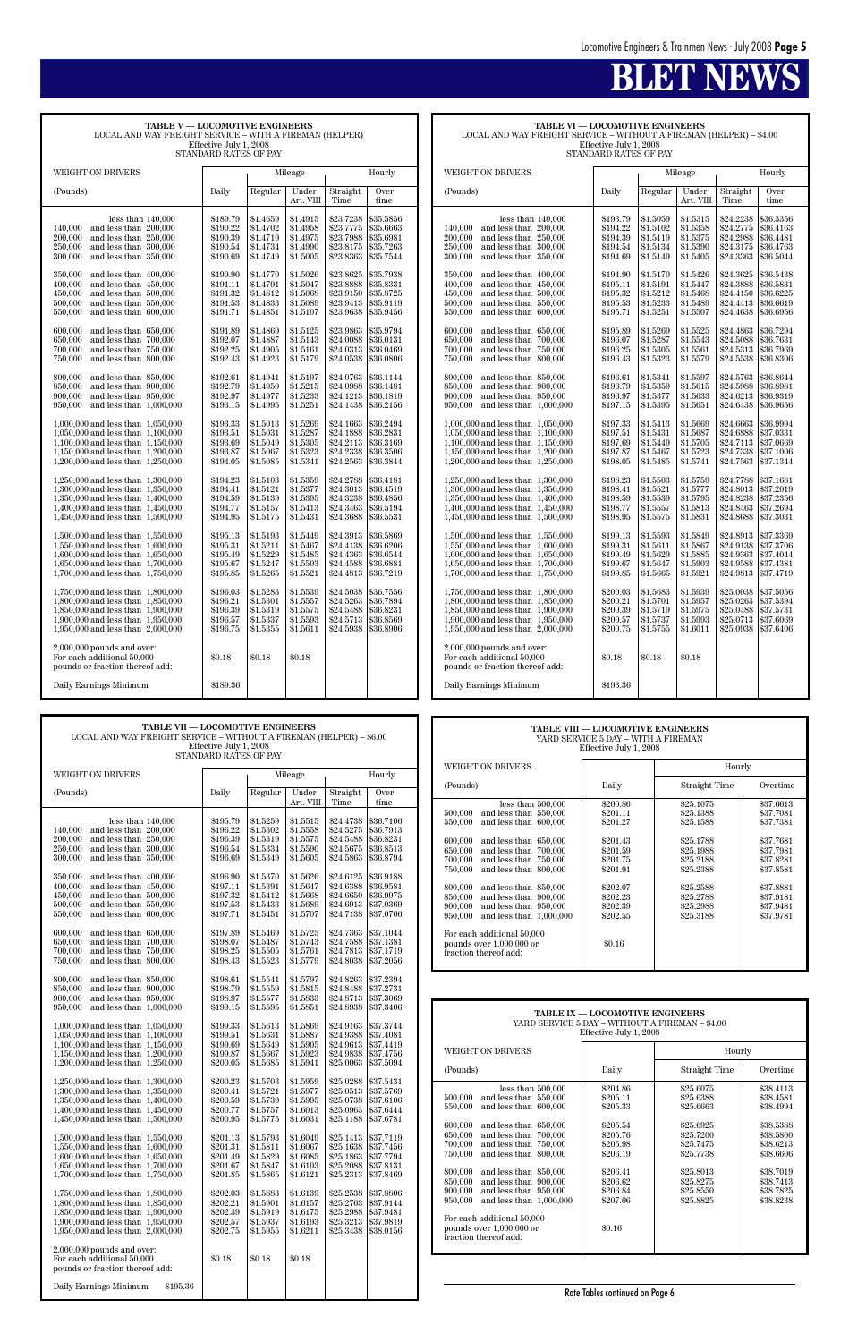# BLET NEWS

## TABLE V — LOCOMOTIVE ENGINEERS
LOCAL AND WAY FREIGHT SERVICE – WITH A FIREMAN (HELPER)
Effective July 1, 2008
STANDARD RATES OF PAY

| WEIGHT ON DRIVERS | | Mileage | | Hourly | |
|---|---|---|---|---|---|
| (Pounds) | Daily | Regular | Under Art. VIII | Straight Time | Over time |
| less than 140,000 | $189.79 | $1.4659 | $1.4915 | $23.7238 | $35.5856 |
| 140,000 and less than 200,000 | $190.22 | $1.4702 | $1.4958 | $23.7775 | $35.6663 |
| 200,000 and less than 250,000 | $190.39 | $1.4719 | $1.4975 | $23.7988 | $35.6981 |
| 250,000 and less than 300,000 | $190.54 | $1.4734 | $1.4990 | $23.8175 | $35.7263 |
| 300,000 and less than 350,000 | $190.69 | $1.4749 | $1.5005 | $23.8363 | $35.7544 |
| 350,000 and less than 400,000 | $190.90 | $1.4770 | $1.5026 | $23.8625 | $35.7938 |
| 400,000 and less than 450,000 | $191.11 | $1.4791 | $1.5047 | $23.8888 | $35.8331 |
| 450,000 and less than 500,000 | $191.32 | $1.4812 | $1.5068 | $23.9150 | $35.8725 |
| 500,000 and less than 550,000 | $191.53 | $1.4833 | $1.5089 | $23.9413 | $35.9119 |
| 550,000 and less than 600,000 | $191.71 | $1.4851 | $1.5107 | $23.9638 | $35.9456 |
| 600,000 and less than 650,000 | $191.89 | $1.4869 | $1.5125 | $23.9863 | $35.9794 |
| 650,000 and less than 700,000 | $192.07 | $1.4887 | $1.5143 | $24.0088 | $36.0131 |
| 700,000 and less than 750,000 | $192.25 | $1.4905 | $1.5161 | $24.0313 | $36.0469 |
| 750,000 and less than 800,000 | $192.43 | $1.4923 | $1.5179 | $24.0538 | $36.0806 |
| 800,000 and less than 850,000 | $192.61 | $1.4941 | $1.5197 | $24.0763 | $36.1144 |
| 850,000 and less than 900,000 | $192.79 | $1.4959 | $1.5215 | $24.0988 | $36.1481 |
| 900,000 and less than 950,000 | $192.97 | $1.4977 | $1.5233 | $24.1213 | $36.1819 |
| 950,000 and less than 1,000,000 | $193.15 | $1.4995 | $1.5251 | $24.1438 | $36.2156 |
| 1,000,000 and less than 1,050,000 | $193.33 | $1.5013 | $1.5269 | $24.1663 | $36.2494 |
| 1,050,000 and less than 1,100,000 | $193.51 | $1.5031 | $1.5287 | $24.1888 | $36.2831 |
| 1,100,000 and less than 1,150,000 | $193.69 | $1.5049 | $1.5305 | $24.2113 | $36.3169 |
| 1,150,000 and less than 1,200,000 | $193.87 | $1.5067 | $1.5323 | $24.2338 | $36.3506 |
| 1,200,000 and less than 1,250,000 | $194.05 | $1.5085 | $1.5341 | $24.2563 | $36.3844 |
| 1,250,000 and less than 1,300,000 | $194.23 | $1.5103 | $1.5359 | $24.2788 | $36.4181 |
| 1,300,000 and less than 1,350,000 | $194.41 | $1.5121 | $1.5377 | $24.3013 | $36.4519 |
| 1,350,000 and less than 1,400,000 | $194.59 | $1.5139 | $1.5395 | $24.3238 | $36.4856 |
| 1,400,000 and less than 1,450,000 | $194.77 | $1.5157 | $1.5413 | $24.3463 | $36.5194 |
| 1,450,000 and less than 1,500,000 | $194.95 | $1.5175 | $1.5431 | $24.3688 | $36.5531 |
| 1,500,000 and less than 1,550,000 | $195.13 | $1.5193 | $1.5449 | $24.3913 | $36.5869 |
| 1,550,000 and less than 1,600,000 | $195.31 | $1.5211 | $1.5467 | $24.4138 | $36.6206 |
| 1,600,000 and less than 1,650,000 | $195.49 | $1.5229 | $1.5485 | $24.4363 | $36.6544 |
| 1,650,000 and less than 1,700,000 | $195.67 | $1.5247 | $1.5503 | $24.4588 | $36.6881 |
| 1,700,000 and less than 1,750,000 | $195.85 | $1.5265 | $1.5521 | $24.4813 | $36.7219 |
| 1,750,000 and less than 1,800,000 | $196.03 | $1.5283 | $1.5539 | $24.5038 | $36.7556 |
| 1,800,000 and less than 1,850,000 | $196.21 | $1.5301 | $1.5557 | $24.5263 | $36.7894 |
| 1,850,000 and less than 1,900,000 | $196.39 | $1.5319 | $1.5575 | $24.5488 | $36.8231 |
| 1,900,000 and less than 1,950,000 | $196.57 | $1.5337 | $1.5593 | $24.5713 | $36.8569 |
| 1,950,000 and less than 2,000,000 | $196.75 | $1.5355 | $1.5611 | $24.5938 | $36.8906 |
| 2,000,000 pounds and over: For each additional 50,000 pounds or fraction thereof add: | $0.18 | $0.18 | $0.18 | | |
| Daily Earnings Minimum | $189.36 | | | | |

## TABLE VI — LOCOMOTIVE ENGINEERS
LOCAL AND WAY FREIGHT SERVICE – WITHOUT A FIREMAN (HELPER) – $4.00
Effective July 1, 2008
STANDARD RATES OF PAY

| WEIGHT ON DRIVERS | | Mileage | | Hourly | |
|---|---|---|---|---|---|
| (Pounds) | Daily | Regular | Under Art. VIII | Straight Time | Over time |
| less than 140,000 | $193.79 | $1.5059 | $1.5315 | $24.2238 | $36.3356 |
| 140,000 and less than 200,000 | $194.22 | $1.5102 | $1.5358 | $24.2775 | $36.4163 |
| 200,000 and less than 250,000 | $194.39 | $1.5119 | $1.5375 | $24.2988 | $36.4481 |
| 250,000 and less than 300,000 | $194.54 | $1.5134 | $1.5390 | $24.3175 | $36.4763 |
| 300,000 and less than 350,000 | $194.69 | $1.5149 | $1.5405 | $24.3363 | $36.5044 |
| 350,000 and less than 400,000 | $194.90 | $1.5170 | $1.5426 | $24.3625 | $36.5438 |
| 400,000 and less than 450,000 | $195.11 | $1.5191 | $1.5447 | $24.3888 | $36.5831 |
| 450,000 and less than 500,000 | $195.32 | $1.5212 | $1.5468 | $24.4150 | $36.6225 |
| 500,000 and less than 550,000 | $195.53 | $1.5233 | $1.5489 | $24.4413 | $36.6619 |
| 550,000 and less than 600,000 | $195.71 | $1.5251 | $1.5507 | $24.4638 | $36.6956 |
| 600,000 and less than 650,000 | $195.89 | $1.5269 | $1.5525 | $24.4863 | $36.7294 |
| 650,000 and less than 700,000 | $196.07 | $1.5287 | $1.5543 | $24.5088 | $36.7631 |
| 700,000 and less than 750,000 | $196.25 | $1.5305 | $1.5561 | $24.5313 | $36.7969 |
| 750,000 and less than 800,000 | $196.43 | $1.5323 | $1.5579 | $24.5538 | $36.8306 |
| 800,000 and less than 850,000 | $196.61 | $1.5341 | $1.5597 | $24.5763 | $36.8644 |
| 850,000 and less than 900,000 | $196.79 | $1.5359 | $1.5615 | $24.5988 | $36.8981 |
| 900,000 and less than 950,000 | $196.97 | $1.5377 | $1.5633 | $24.6213 | $36.9319 |
| 950,000 and less than 1,000,000 | $197.15 | $1.5395 | $1.5651 | $24.6438 | $36.9656 |
| 1,000,000 and less than 1,050,000 | $197.33 | $1.5413 | $1.5669 | $24.6663 | $36.9994 |
| 1,050,000 and less than 1,100,000 | $197.51 | $1.5431 | $1.5687 | $24.6888 | $37.0331 |
| 1,100,000 and less than 1,150,000 | $197.69 | $1.5449 | $1.5705 | $24.7113 | $37.0669 |
| 1,150,000 and less than 1,200,000 | $197.87 | $1.5467 | $1.5723 | $24.7338 | $37.1006 |
| 1,200,000 and less than 1,250,000 | $198.05 | $1.5485 | $1.5741 | $24.7563 | $37.1344 |
| 1,250,000 and less than 1,300,000 | $198.23 | $1.5503 | $1.5759 | $24.7788 | $37.1681 |
| 1,300,000 and less than 1,350,000 | $198.41 | $1.5521 | $1.5777 | $24.8013 | $37.2019 |
| 1,350,000 and less than 1,400,000 | $198.59 | $1.5539 | $1.5795 | $24.8238 | $37.2356 |
| 1,400,000 and less than 1,450,000 | $198.77 | $1.5557 | $1.5813 | $24.8463 | $37.2694 |
| 1,450,000 and less than 1,500,000 | $198.95 | $1.5575 | $1.5831 | $24.8688 | $37.3031 |
| 1,500,000 and less than 1,550,000 | $199.13 | $1.5593 | $1.5849 | $24.8913 | $37.3369 |
| 1,550,000 and less than 1,600,000 | $199.31 | $1.5611 | $1.5867 | $24.9138 | $37.3706 |
| 1,600,000 and less than 1,650,000 | $199.49 | $1.5629 | $1.5885 | $24.9363 | $37.4044 |
| 1,650,000 and less than 1,700,000 | $199.67 | $1.5647 | $1.5903 | $24.9588 | $37.4381 |
| 1,700,000 and less than 1,750,000 | $199.85 | $1.5665 | $1.5921 | $24.9813 | $37.4719 |
| 1,750,000 and less than 1,800,000 | $200.03 | $1.5683 | $1.5939 | $25.0038 | $37.5056 |
| 1,800,000 and less than 1,850,000 | $200.21 | $1.5701 | $1.5957 | $25.0263 | $37.5394 |
| 1,850,000 and less than 1,900,000 | $200.39 | $1.5719 | $1.5975 | $25.0488 | $37.5731 |
| 1,900,000 and less than 1,950,000 | $200.57 | $1.5737 | $1.5993 | $25.0713 | $37.6069 |
| 1,950,000 and less than 2,000,000 | $200.75 | $1.5755 | $1.6011 | $25.0938 | $37.6406 |
| 2,000,000 pounds and over: For each additional 50,000 pounds or fraction thereof add: | $0.18 | $0.18 | $0.18 | | |
| Daily Earnings Minimum | $193.36 | | | | |

## TABLE VII — LOCOMOTIVE ENGINEERS
LOCAL AND WAY FREIGHT SERVICE – WITHOUT A FIREMAN (HELPER) – $6.00
Effective July 1, 2008
STANDARD RATES OF PAY

| WEIGHT ON DRIVERS | | Mileage | | Hourly | |
|---|---|---|---|---|---|
| (Pounds) | Daily | Regular | Under Art. VIII | Straight Time | Over time |
| less than 140,000 | $195.79 | $1.5259 | $1.5515 | $24.4738 | $36.7106 |
| 140,000 and less than 200,000 | $196.22 | $1.5302 | $1.5558 | $24.5275 | $36.7913 |
| 200,000 and less than 250,000 | $196.39 | $1.5319 | $1.5575 | $24.5488 | $36.8231 |
| 250,000 and less than 300,000 | $196.54 | $1.5334 | $1.5590 | $24.5675 | $36.8513 |
| 300,000 and less than 350,000 | $196.69 | $1.5349 | $1.5605 | $24.5863 | $36.8794 |
| 350,000 and less than 400,000 | $196.90 | $1.5370 | $1.5626 | $24.6125 | $36.9188 |
| 400,000 and less than 450,000 | $197.11 | $1.5391 | $1.5647 | $24.6388 | $36.9581 |
| 450,000 and less than 500,000 | $197.32 | $1.5412 | $1.5668 | $24.6650 | $36.9975 |
| 500,000 and less than 550,000 | $197.53 | $1.5433 | $1.5689 | $24.6913 | $37.0369 |
| 550,000 and less than 600,000 | $197.71 | $1.5451 | $1.5707 | $24.7138 | $37.0706 |
| 600,000 and less than 650,000 | $197.89 | $1.5469 | $1.5725 | $24.7363 | $37.1044 |
| 650,000 and less than 700,000 | $198.07 | $1.5487 | $1.5743 | $24.7588 | $37.1381 |
| 700,000 and less than 750,000 | $198.25 | $1.5505 | $1.5761 | $24.7813 | $37.1719 |
| 750,000 and less than 800,000 | $198.43 | $1.5523 | $1.5779 | $24.8038 | $37.2056 |
| 800,000 and less than 850,000 | $198.61 | $1.5541 | $1.5797 | $24.8263 | $37.2394 |
| 850,000 and less than 900,000 | $198.79 | $1.5559 | $1.5815 | $24.8488 | $37.2731 |
| 900,000 and less than 950,000 | $198.97 | $1.5577 | $1.5833 | $24.8713 | $37.3069 |
| 950,000 and less than 1,000,000 | $199.15 | $1.5595 | $1.5851 | $24.8938 | $37.3406 |
| 1,000,000 and less than 1,050,000 | $199.33 | $1.5613 | $1.5869 | $24.9163 | $37.3744 |
| 1,050,000 and less than 1,100,000 | $199.51 | $1.5631 | $1.5887 | $24.9388 | $37.4081 |
| 1,100,000 and less than 1,150,000 | $199.69 | $1.5649 | $1.5905 | $24.9613 | $37.4419 |
| 1,150,000 and less than 1,200,000 | $199.87 | $1.5667 | $1.5923 | $24.9838 | $37.4756 |
| 1,200,000 and less than 1,250,000 | $200.05 | $1.5685 | $1.5941 | $25.0063 | $37.5094 |
| 1,250,000 and less than 1,300,000 | $200.23 | $1.5703 | $1.5959 | $25.0288 | $37.5431 |
| 1,300,000 and less than 1,350,000 | $200.41 | $1.5721 | $1.5977 | $25.0513 | $37.5769 |
| 1,350,000 and less than 1,400,000 | $200.59 | $1.5739 | $1.5995 | $25.0738 | $37.6106 |
| 1,400,000 and less than 1,450,000 | $200.77 | $1.5757 | $1.6013 | $25.0963 | $37.6444 |
| 1,450,000 and less than 1,500,000 | $200.95 | $1.5775 | $1.6031 | $25.1188 | $37.6781 |
| 1,500,000 and less than 1,550,000 | $201.13 | $1.5793 | $1.6049 | $25.1413 | $37.7119 |
| 1,550,000 and less than 1,600,000 | $201.31 | $1.5811 | $1.6067 | $25.1638 | $37.7456 |
| 1,600,000 and less than 1,650,000 | $201.49 | $1.5829 | $1.6085 | $25.1863 | $37.7794 |
| 1,650,000 and less than 1,700,000 | $201.67 | $1.5847 | $1.6103 | $25.2088 | $37.8131 |
| 1,700,000 and less than 1,750,000 | $201.85 | $1.5865 | $1.6121 | $25.2313 | $37.8469 |
| 1,750,000 and less than 1,800,000 | $202.03 | $1.5883 | $1.6139 | $25.2538 | $37.8806 |
| 1,800,000 and less than 1,850,000 | $202.21 | $1.5901 | $1.6157 | $25.2763 | $37.9144 |
| 1,850,000 and less than 1,900,000 | $202.39 | $1.5919 | $1.6175 | $25.2988 | $37.9481 |
| 1,900,000 and less than 1,950,000 | $202.57 | $1.5937 | $1.6193 | $25.3213 | $37.9819 |
| 1,950,000 and less than 2,000,000 | $202.75 | $1.5955 | $1.6211 | $25.3438 | $38.0156 |
| 2,000,000 pounds and over: For each additional 50,000 pounds or fraction thereof add: | $0.18 | $0.18 | $0.18 | | |
| Daily Earnings Minimum | $195.36 | | | | |

## TABLE VIII — LOCOMOTIVE ENGINEERS
YARD SERVICE 5 DAY – WITH A FIREMAN
Effective July 1, 2008

| WEIGHT ON DRIVERS | | Hourly | |
|---|---|---|---|
| (Pounds) | Daily | Straight Time | Overtime |
| less than 500,000 | $200.86 | $25.1075 | $37.6613 |
| 500,000 and less than 550,000 | $201.11 | $25.1388 | $37.7081 |
| 550,000 and less than 600,000 | $201.27 | $25.1588 | $37.7381 |
| 600,000 and less than 650,000 | $201.43 | $25.1788 | $37.7681 |
| 650,000 and less than 700,000 | $201.59 | $25.1988 | $37.7981 |
| 700,000 and less than 750,000 | $201.75 | $25.2188 | $37.8281 |
| 750,000 and less than 800,000 | $201.91 | $25.2388 | $37.8581 |
| 800,000 and less than 850,000 | $202.07 | $25.2588 | $37.8881 |
| 850,000 and less than 900,000 | $202.23 | $25.2788 | $37.9181 |
| 900,000 and less than 950,000 | $202.39 | $25.2988 | $37.9481 |
| 950,000 and less than 1,000,000 | $202.55 | $25.3188 | $37.9781 |
| For each additional 50,000 pounds over 1,000,000 or fraction thereof add: | $0.16 | | |

## TABLE IX — LOCOMOTIVE ENGINEERS
YARD SERVICE 5 DAY – WITHOUT A FIREMAN – $4.00
Effective July 1, 2008

| WEIGHT ON DRIVERS | | Hourly | |
|---|---|---|---|
| (Pounds) | Daily | Straight Time | Overtime |
| less than 500,000 | $204.86 | $25.6075 | $38.4113 |
| 500,000 and less than 550,000 | $205.11 | $25.6388 | $38.4581 |
| 550,000 and less than 600,000 | $205.33 | $25.6663 | $38.4994 |
| 600,000 and less than 650,000 | $205.54 | $25.6925 | $38.5388 |
| 650,000 and less than 700,000 | $205.76 | $25.7200 | $38.5800 |
| 700,000 and less than 750,000 | $205.98 | $25.7475 | $38.6213 |
| 750,000 and less than 800,000 | $206.19 | $25.7738 | $38.6606 |
| 800,000 and less than 850,000 | $206.41 | $25.8013 | $38.7019 |
| 850,000 and less than 900,000 | $206.62 | $25.8275 | $38.7413 |
| 900,000 and less than 950,000 | $206.84 | $25.8550 | $38.7825 |
| 950,000 and less than 1,000,000 | $207.06 | $25.8825 | $38.8238 |
| For each additional 50,000 pounds over 1,000,000 or fraction thereof add: | $0.16 | | |

Rate Tables continued on Page 6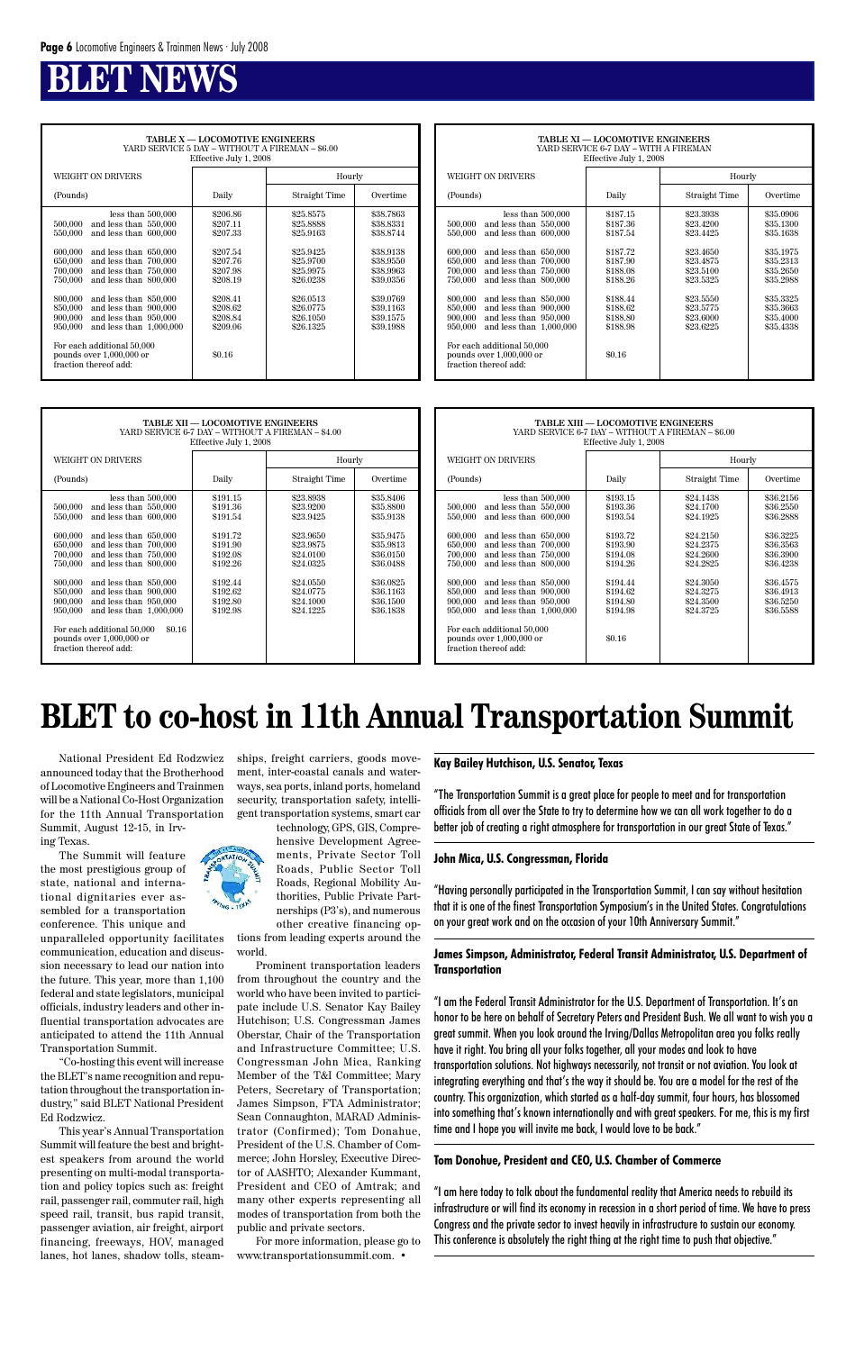# BLET NEWS

| TABLE X — LOCOMOTIVE ENGINEERS<br>YARD SERVICE 5 DAY – WITHOUT A FIREMAN – $6.00<br>Effective July 1, 2008 | | | |
|---|---|---|---|
| WEIGHT ON DRIVERS | | Hourly | |
| (Pounds) | Daily | Straight Time | Overtime |
| less than 500,000 | $206.86 | $25.8575 | $38.7863 |
| 500,000 and less than 550,000 | $207.11 | $25.8888 | $38.8331 |
| 550,000 and less than 600,000 | $207.33 | $25.9163 | $38.8744 |
| 600,000 and less than 650,000 | $207.54 | $25.9425 | $38.9138 |
| 650,000 and less than 700,000 | $207.76 | $25.9700 | $38.9550 |
| 700,000 and less than 750,000 | $207.98 | $25.9975 | $38.9963 |
| 750,000 and less than 800,000 | $208.19 | $26.0238 | $39.0356 |
| 800,000 and less than 850,000 | $208.41 | $26.0513 | $39.0769 |
| 850,000 and less than 900,000 | $208.62 | $26.0775 | $39.1163 |
| 900,000 and less than 950,000 | $208.84 | $26.1050 | $39.1575 |
| 950,000 and less than 1,000,000 | $209.06 | $26.1325 | $39.1988 |
| For each additional 50,000 pounds over 1,000,000 or fraction thereof add: | $0.16 | | |

| TABLE XI — LOCOMOTIVE ENGINEERS<br>YARD SERVICE 6-7 DAY – WITH A FIREMAN<br>Effective July 1, 2008 | | | |
|---|---|---|---|
| WEIGHT ON DRIVERS | | Hourly | |
| (Pounds) | Daily | Straight Time | Overtime |
| less than 500,000 | $187.15 | $23.3938 | $35.0906 |
| 500,000 and less than 550,000 | $187.36 | $23.4200 | $35.1300 |
| 550,000 and less than 600,000 | $187.54 | $23.4425 | $35.1638 |
| 600,000 and less than 650,000 | $187.72 | $23.4650 | $35.1975 |
| 650,000 and less than 700,000 | $187.90 | $23.4875 | $35.2313 |
| 700,000 and less than 750,000 | $188.08 | $23.5100 | $35.2650 |
| 750,000 and less than 800,000 | $188.26 | $23.5325 | $35.2988 |
| 800,000 and less than 850,000 | $188.44 | $23.5550 | $35.3325 |
| 850,000 and less than 900,000 | $188.62 | $23.5775 | $35.3663 |
| 900,000 and less than 950,000 | $188.80 | $23.6000 | $35.4000 |
| 950,000 and less than 1,000,000 | $188.98 | $23.6225 | $35.4338 |
| For each additional 50,000 pounds over 1,000,000 or fraction thereof add: | $0.16 | | |

| TABLE XII — LOCOMOTIVE ENGINEERS<br>YARD SERVICE 6-7 DAY – WITHOUT A FIREMAN – $4.00<br>Effective July 1, 2008 | | | |
|---|---|---|---|
| WEIGHT ON DRIVERS | | Hourly | |
| (Pounds) | Daily | Straight Time | Overtime |
| less than 500,000 | $191.15 | $23.8938 | $35.8406 |
| 500,000 and less than 550,000 | $191.36 | $23.9200 | $35.8800 |
| 550,000 and less than 600,000 | $191.54 | $23.9425 | $35.9138 |
| 600,000 and less than 650,000 | $191.72 | $23.9650 | $35.9475 |
| 650,000 and less than 700,000 | $191.90 | $23.9875 | $35.9813 |
| 700,000 and less than 750,000 | $192.08 | $24.0100 | $36.0150 |
| 750,000 and less than 800,000 | $192.26 | $24.0325 | $36.0488 |
| 800,000 and less than 850,000 | $192.44 | $24.0550 | $36.0825 |
| 850,000 and less than 900,000 | $192.62 | $24.0775 | $36.1163 |
| 900,000 and less than 950,000 | $192.80 | $24.1000 | $36.1500 |
| 950,000 and less than 1,000,000 | $192.98 | $24.1225 | $36.1838 |
| For each additional 50,000 pounds over 1,000,000 or fraction thereof add: | $0.16 | | |

| TABLE XIII — LOCOMOTIVE ENGINEERS<br>YARD SERVICE 6-7 DAY – WITHOUT A FIREMAN – $6.00<br>Effective July 1, 2008 | | | |
|---|---|---|---|
| WEIGHT ON DRIVERS | | Hourly | |
| (Pounds) | Daily | Straight Time | Overtime |
| less than 500,000 | $193.15 | $24.1438 | $36.2156 |
| 500,000 and less than 550,000 | $193.36 | $24.1700 | $36.2550 |
| 550,000 and less than 600,000 | $193.54 | $24.1925 | $36.2888 |
| 600,000 and less than 650,000 | $193.72 | $24.2150 | $36.3225 |
| 650,000 and less than 700,000 | $193.90 | $24.2375 | $36.3563 |
| 700,000 and less than 750,000 | $194.08 | $24.2600 | $36.3900 |
| 750,000 and less than 800,000 | $194.26 | $24.2825 | $36.4238 |
| 800,000 and less than 850,000 | $194.44 | $24.3050 | $36.4575 |
| 850,000 and less than 900,000 | $194.62 | $24.3275 | $36.4913 |
| 900,000 and less than 950,000 | $194.80 | $24.3500 | $36.5250 |
| 950,000 and less than 1,000,000 | $194.98 | $24.3725 | $36.5588 |
| For each additional 50,000 pounds over 1,000,000 or fraction thereof add: | $0.16 | | |

# BLET to co-host in 11th Annual Transportation Summit

National President Ed Rodzwicz announced today that the Brotherhood of Locomotive Engineers and Trainmen will be a National Co-Host Organization for the 11th Annual Transportation Summit, August 12-15, in Irving Texas.

The Summit will feature the most prestigious group of state, national and international dignitaries ever assembled for a transportation conference. This unique and unparalleled opportunity facilitates communication, education and discussion necessary to lead our nation into the future. This year, more than 1,100 federal and state legislators, municipal officials, industry leaders and other influential transportation advocates are anticipated to attend the 11th Annual Transportation Summit.

"Co-hosting this event will increase the BLET's name recognition and reputation throughout the transportation industry," said BLET National President Ed Rodzwicz.

This year's Annual Transportation Summit will feature the best and brightest speakers from around the world presenting on multi-modal transportation and policy topics such as: freight rail, passenger rail, commuter rail, high speed rail, transit, bus rapid transit, passenger aviation, air freight, airport financing, freeways, HOV, managed lanes, hot lanes, shadow tolls, steamships, freight carriers, goods movement, inter-coastal canals and waterways, sea ports, inland ports, homeland security, transportation safety, intelligent transportation systems, smart car technology, GPS, GIS, Comprehensive Development Agreements, Private Sector Toll Roads, Public Sector Toll Roads, Regional Mobility Authorities, Public Private Partnerships (P3's), and numerous other creative financing options from leading experts around the world.

Prominent transportation leaders from throughout the country and the world who have been invited to participate include U.S. Senator Kay Bailey Hutchison; U.S. Congressman James Oberstar, Chair of the Transportation and Infrastructure Committee; U.S. Congressman John Mica, Ranking Member of the T&I Committee; Mary Peters, Secretary of Transportation; James Simpson, FTA Administrator; Sean Connaughton, MARAD Administrator (Confirmed); Tom Donahue, President of the U.S. Chamber of Commerce; John Horsley, Executive Director of AASHTO; Alexander Kummant, President and CEO of Amtrak; and many other experts representing all modes of transportation from both the public and private sectors.

For more information, please go to www.transportationsummit.com. •

**Kay Bailey Hutchison, U.S. Senator, Texas**

"The Transportation Summit is a great place for people to meet and for transportation officials from all over the State to try to determine how we can all work together to do a better job of creating a right atmosphere for transportation in our great State of Texas."

**John Mica, U.S. Congressman, Florida**

"Having personally participated in the Transportation Summit, I can say without hesitation that it is one of the finest Transportation Symposium's in the United States. Congratulations on your great work and on the occasion of your 10th Anniversary Summit."

**James Simpson, Administrator, Federal Transit Administrator, U.S. Department of Transportation**

"I am the Federal Transit Administrator for the U.S. Department of Transportation. It's an honor to be here on behalf of Secretary Peters and President Bush. We all want to wish you a great summit. When you look around the Irving/Dallas Metropolitan area you folks really have it right. You bring all your folks together, all your modes and look to have transportation solutions. Not highways necessarily, not transit or not aviation. You look at integrating everything and that's the way it should be. You are a model for the rest of the country. This organization, which started as a half-day summit, four hours, has blossomed into something that's known internationally and with great speakers. For me, this is my first time and I hope you will invite me back, I would love to be back."

**Tom Donohue, President and CEO, U.S. Chamber of Commerce**

"I am here today to talk about the fundamental reality that America needs to rebuild its infrastructure or will find its economy in recession in a short period of time. We have to press Congress and the private sector to invest heavily in infrastructure to sustain our economy. This conference is absolutely the right thing at the right time to push that objective."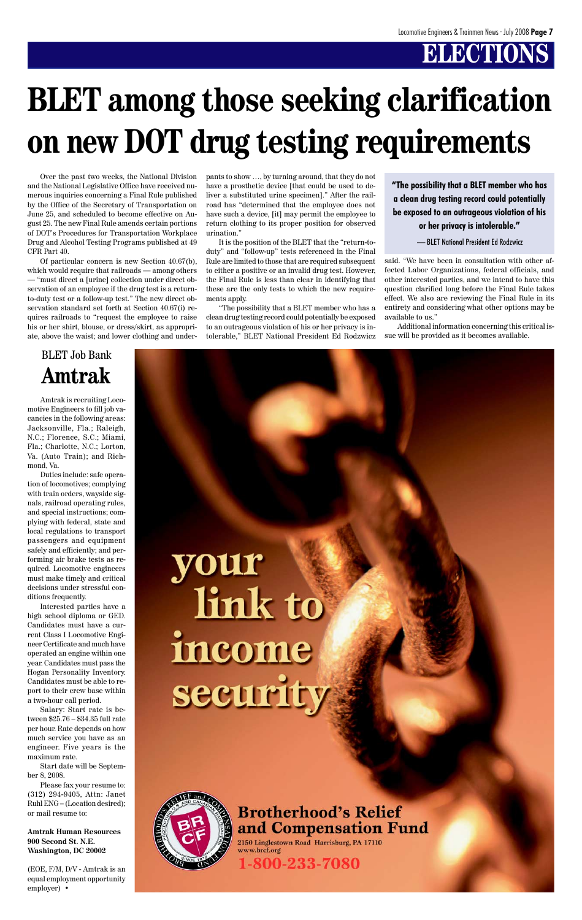# BLET among those seeking clarification on new DOT drug testing requirements

Over the past two weeks, the National Division and the National Legislative Office have received numerous inquiries concerning a Final Rule published by the Office of the Secretary of Transportation on June 25, and scheduled to become effective on August 25. The new Final Rule amends certain portions of DOT's Procedures for Transportation Workplace Drug and Alcohol Testing Programs published at 49 CFR Part 40.

Of particular concern is new Section 40.67(b), which would require that railroads — among others — "must direct a [urine] collection under direct observation of an employee if the drug test is a return-to-duty test or a follow-up test." The new direct observation standard set forth at Section 40.67(i) requires railroads to "request the employee to raise his or her shirt, blouse, or dress/skirt, as appropriate, above the waist; and lower clothing and underpants to show …, by turning around, that they do not have a prosthetic device [that could be used to deliver a substituted urine specimen]." After the railroad has "determined that the employee does not have such a device, [it] may permit the employee to return clothing to its proper position for observed urination."

It is the position of the BLET that the "return-to-duty" and "follow-up" tests referenced in the Final Rule are limited to those that are required subsequent to either a positive or an invalid drug test. However, the Final Rule is less than clear in identifying that these are the only tests to which the new requirements apply.

"The possibility that a BLET member who has a clean drug testing record could potentially be exposed to an outrageous violation of his or her privacy is intolerable," BLET National President Ed Rodzwicz said. "We have been in consultation with other affected Labor Organizations, federal officials, and other interested parties, and we intend to have this question clarified long before the Final Rule takes effect. We also are reviewing the Final Rule in its entirety and considering what other options may be available to us."

Additional information concerning this critical issue will be provided as it becomes available.

> **"The possibility that a BLET member who has a clean drug testing record could potentially be exposed to an outrageous violation of his or her privacy is intolerable."**
>
> — BLET National President Ed Rodzwicz

## BLET Job Bank
# Amtrak

Amtrak is recruiting Locomotive Engineers to fill job vacancies in the following areas: Jacksonville, Fla.; Raleigh, N.C.; Florence, S.C.; Miami, Fla.; Charlotte, N.C.; Lorton, Va. (Auto Train); and Richmond, Va.

Duties include: safe operation of locomotives; complying with train orders, wayside signals, railroad operating rules, and special instructions; complying with federal, state and local regulations to transport passengers and equipment safely and efficiently; and performing air brake tests as required. Locomotive engineers must make timely and critical decisions under stressful conditions frequently.

Interested parties have a high school diploma or GED. Candidates must have a current Class I Locomotive Engineer Certificate and much have operated an engine within one year. Candidates must pass the Hogan Personality Inventory. Candidates must be able to report to their crew base within a two-hour call period.

Salary: Start rate is between \$25.76 – \$34.35 full rate per hour. Rate depends on how much service you have as an engineer. Five years is the maximum rate.

Start date will be September 8, 2008.

Please fax your resume to: (312) 294-9405, Attn: Janet Ruhl ENG – (Location desired); or mail resume to:

**Amtrak Human Resources**
**900 Second St. N.E.**
**Washington, DC 20002**

(EOE, F/M, D/V - Amtrak is an equal employment opportunity employer) •

your link to income security

**Brotherhood's Relief and Compensation Fund**
2150 Linglestown Road Harrisburg, PA 17110
www.brcf.org
**1-800-233-7080**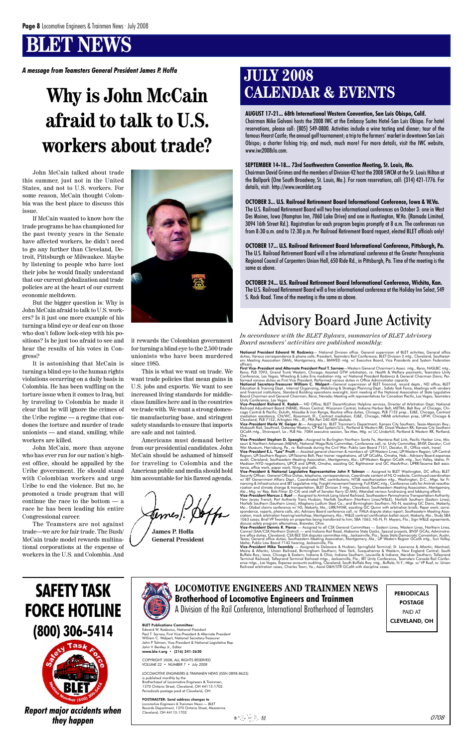# BLET NEWS

*A message from Teamsters General President James P. Hoffa*

# Why is John McCain afraid to talk to U.S. workers about trade?

John McCain talked about trade this summer, just not in the United States, and not to U.S. workers. For some reason, McCain thought Colombia was the best place to discuss this issue.

If McCain wanted to know how the trade programs he has championed for the past twenty years in the Senate have affected workers, he didn't need to go any further than Cleveland, Detroit, Pittsburgh or Milwaukee. Maybe by listening to people who have lost their jobs he would finally understand that our current globalization and trade policies are at the heart of our current economic meltdown.

But the bigger question is: Why is John McCain afraid to talk to U.S. workers? Is it just one more example of his turning a blind eye or deaf ear on those who don't follow lock-step with his positions? Is he just too afraid to see and hear the results of his votes in Congress?

It is astonishing that McCain is turning a blind eye to the human rights violations occurring on a daily basis in Colombia. He has been waffling on the torture issue when it comes to Iraq, but by traveling to Colombia he made it clear that he will ignore the crimes of the Uribe regime — a regime that condones the torture and murder of trade unionists — and stand, smiling, while workers are killed.

John McCain, more than anyone who has ever run for our nation's highest office, should be appalled by the Uribe government. He should stand with Colombian workers and urge Uribe to end the violence. But no, he promoted a trade program that will continue the race to the bottom — a race he has been leading his entire Congressional career.

The Teamsters are not against trade—we are for fair trade. The Bush/McCain trade model rewards multinational corporations at the expense of workers in the U.S. and Colombia. And it rewards the Colombian government for turning a blind eye to the 2,500 trade unionists who have been murdered since 1985.

This is what we want on trade. We want trade policies that mean gains in U.S. jobs and exports. We want to see increased living standards for middle-class families here and in the countries we trade with. We want a strong domestic manufacturing base, and stringent safety standards to ensure that imports are safe and not tainted.

Americans must demand better from our presidential candidates. John McCain should be ashamed of himself for traveling to Colombia and the American public and media should hold him accountable for his flawed agenda.

**James P. Hoffa**
**General President**

# JULY 2008 CALENDAR & EVENTS

**AUGUST 17-21... 68th International Western Convention, San Luis Obispo, Calif.**
Chairman Mike Galvani hosts the 2008 IWC at the Embassy Suites Hotel-San Luis Obispo. For hotel reservations, please call: (805) 549-0800. Activities include a wine tasting and dinner; tour of the famous Hearst Castle; the annual golf tournament; a trip to the farmers' market in downtown San Luis Obispo; a charter fishing trip; and much, much more! For more details, visit the IWC website, www.iwc2008slo.com.

**SEPTEMBER 14-18... 73rd Southwestern Convention Meeting, St. Louis, Mo.**
Chairman David Grimes and the members of Division 42 host the 2008 SWCM at the St. Louis Hilton at the Ballpark (One South Broadway, St. Louis, Mo.). For room reservations, call: (314) 421-1776. For details, visit: http://www.swcmblet.org.

**OCTOBER 3... U.S. Railroad Retirement Board Informational Conference, Iowa & W.Va.**
The U.S. Railroad Retirement Board will two free informational conferences on October 3: one in West Des Moines, Iowa (Hampton Inn, 7060 Lake Drive) and one in Huntington, W.Va. (Ramada Limited, 3094 16th Street Rd.). Registration for each program begins promptly at 8 a.m. The conferences run from 8:30 a.m. and to 12:30 p.m. Per Railroad Retirement Board request, elected BLET officials only!

**OCTOBER 17... U.S. Railroad Retirement Board Informational Conference, Pittsburgh, Pa.**
The U.S. Railroad Retirement Board will a free informational conference at the Greater Pennsylvania Regional Council of Carpenters Union Hall, 650 Ride Rd., in Pittsburgh, Pa. Time of the meeting is the same as above.

**OCTOBER 24... U.S. Railroad Retirement Board Informational Conference, Wichita, Kan.**
The U.S. Railroad Retirement Board will a free informational conference at the Holiday Inn Select, 549 S. Rock Road. Time of the meeting is the same as above.

# Advisory Board June Activity

*In accordance with the BLET Bylaws, summaries of BLET Advisory Board members' activities are published monthly:*

**National President Edward W. Rodzwicz**— National Division office: General supervision of BLET activities; General office duties; Various correspondence & phone calls; President, Teamsters Rail Conference; BLET Division 3 mtg., Cleveland; Southeastern Meeting Association (SMA), Montgomery, Ala.; BMWED mtg. w/ Executive Board, Vice Presidents and System Federation officers.

**First Vice-President and Alternate President Paul T. Sorrow**—Western General Chairmen's Assoc. mtg., Reno; NASLBC mtg., Reno; PLB 7093, Grand Trunk Western, Chicago; Assisted GTW arbitration, re: Health & Welfare payments; Teamsters Unity Conference, Las Vegas; Wheeling & Lake Erie mediation mtg. w/ National President Rodzwicz & General Chairman Davis; Performed various duties as First Vice President; Performed various duties in Office Administrator capacity.

**National Secretary-Treasurer William C. Walpert**—General supervision of BLET financial, record depts.; ND office; BLET Education & Training Dept.; Internal Organizing, Mobilizing & Strategic Planning Dept.; Safety Task Force; Meetings with vendors and financial institutions; Standard Building operations oversight; Joint meeting of the National Association of State Legislative Board Chairmen and General Chairmen, Reno, Nevada; Meeting with representatives for Canadian Pacific, Las Vegas; Teamsters Unity Conference, Las Vegas.

**Vice-President Richard K. Radek**— ND Office; BLET Decertification Helpline services; Director of Arbitration Dept; National Railroad Adjustment Board (NRAB); Illinois Central; Wisconsin Central; Indiana Harbor Belt; METRA; Belt Rwy. of Chicago; Chicago Central & Pacific; Duluth, Missabe & Iron Range; Routine office duties, Chicago; PLB 7152 prep., EJ&E, Chicago; Contract mediation assistance, CN/WC, Rosemont, Ill.; Contract mediation, EJ&E, Chicago; NRAB arbitration prep, UP-W, Chicago & Cleveland; PLB 7152, Arlington Hts., Ill.; FRA Part 240.409 dockets.

**Vice-President Merle W. Geiger Jr.**— Assigned to: BLET Trainmen's Department; Kansas City Southern; Texas-Mexican Rwy.; Midsouth Rail; Southrail; Gateway Western; CP Rail System/U.S.; Portland & Western RR; Great Western RR; Kansas City Southern GCofA mtg., Shreveport, La.; PLB No. 7084 executive session, Tex Mex; Mtg. w/ LC Underhill, Portland & Western RR, Portland, Ore.

**Vice-President Stephen D. Speagle**—Assigned to Burlington Northern Santa Fe, Montana Rail Link, Pacific Harbor Line, Missouri & Northern Arkansas (M&NA), National Wage/Rule Committee; Conference call, re: Unity Committee, BNSF, Decatur; Civil War Museum, Harrisburg, Pa., re: Railroads during the Civil War; Public Law Board 7151, Decatur, Ill.; Office work, travel.

**First Vice-President E.L. "Lee" Pruitt** — Assisted general chairmen & members of: UP-Western Lines; UP-Western Region; UP-Central Region; UP-Southern Region; UP-Tacoma Belt; Peer trainer negotiations, all UP GCofAs, Omaha, Neb.; Advisory Board expenses audit, Cleveland; Southeastern Meeting Association, Montgomery, Ala.; UP-Western Region GCofA mtg., Sun Valley, Idaho; Ft. Madison NYD negotiations, UPCR and UPNR, Omaha, assisting GC Rightnowar and GC MacArthur; UPRR-Tacoma Belt assistance, office work, paper work, filing and calls.

**Vice-President & National Legislative Representative John P. Tolman** — Assigned to BLET Washington, DC office; BLET Security Officer; General Office Duties, telephone, correspondence; Coordinate content of NLO website; Continued coordination w/ IBT Government Affairs Dept.; Coordinated PAC contributions; NTSB reauthorization mtg., Washington, D.C.; Mtgs. for Financing & Infrastructure and IBT Legislative mtg; Freight movement hearing; Full RSAC mtg.; Conference calls for Amtrak reauthorization and climate change & transportation; BLET Division 3 mtg., Cleveland; Southeastern Meeting Association, Montgomery, Ala.; Mtg. w/ Rep. Bob Filner (D-CA) and staff of Senator Kerry (D-MA); Attended various fundraising and lobbying efforts.

**Vice-President Marcus J. Ruef** — Assigned to Amtrak Long Island Railroad; Southeastern Pennsylvania Transportation Authority; New Jersey Transit; Port Authority Trans Hudson; Norfolk Southern (Northern Lines/W&LE); Norfolk Southern (Eastern Lines); Norfolk Southern (Southern Lines); Allegheny Ludlum Steel Co.; and Birmingham Southern; NS-N, assisting GC Davis, Moberly, Mo.; Global claims conference w/ NS, Moberly, Mo.; LIRR/NYAR, assisting GC Quinn with arbitration briefs; Paper work, correspondence, reports, phone calls, etc; Advisory Board conference call, re: FMLA dispute status report; Southeastern Meeting Association, mock arbitration hearing/workshop, Montgomery, Ala.; W&LE contract certification ballot count, Moberly, Mo.; Study SBA 1063 cases; Brief VP Twombly on properties being transferred to him; SBA 1063, NS-N, Ft. Meyers, Fla.; Sign W&LE agreements, discuss safety program alternatives, Brewster, Ohio.

**Vice-President Dennis R. Pierce** — Assigned to all CSX General Committees — Eastern Lines, Western Lines, Northern Lines, Conrail (SAA/CSX-Northern District) — and Indiana Rail Road, Alabama State Docks; Special projects, BNSF GCAs; Administrative office duties, Cleveland; CSX/BLE SSA disputes committee mtg., Jacksonville, Fla.; Texas State Democratic Convention, Austin, Texas; General office duties; Southeastern Meeting Association, Montgomery, Ala.; UP Western Region GCofA mtg., Sun Valley, Idaho; Public Law Board 7142 hearing, Jacksonville, Fla.

**Vice-President Mike Twombly** — Assigned to Delaware & Hudson, Springfield Terminal, St. Lawrence & Atlantic, Montreal, Maine & Atlantic, Union Railroad; Birmingham Southern; New York, Susquehanna & Western; New England Central; South Buffalo Rwy.; Iowa, Chicago & Eastern; Indiana & Ohio; Indiana Southern; Louisville & Indiana; Meridian Southern; Talleyrand Terminal Railroad; Talleyrand Terminal Railroad mtgs., Jacksonville, Fla.; IBT Unity Conference, Teamsters Canada Rail Conference mtgs., Las Vegas; Expense accounts auditing, Cleveland; South Buffalo Rwy. mtg., Buffalo, N.Y.; Mtgs. w/ VP Ruef, re: Union Railroad arbitration cases, Charles Town, Va.; Assist D&H/STR GCofA with discipline cases.

# SAFETY TASK FORCE HOTLINE (800) 306-5414

*Report major accidents when they happen*

## LOCOMOTIVE ENGINEERS AND TRAINMEN NEWS
### Brotherhood of Locomotive Engineers and Trainmen
A Division of the Rail Conference, International Brotherhood of Teamsters

**BLET Publications Committee:**
Edward W. Rodzwicz, National President
Paul T. Sorrow, First Vice-President & Alternate President
William C. Walpert, National Secretary-Treasurer
John P. Tolman, Vice-President & National Legislative Rep.
John V. Bentley Jr., Editor
**www.ble-t.org • (216) 241-2630**

COPYRIGHT 2008, ALL RIGHTS RESERVED
*VOLUME 22 • NUMBER 7 • July 2008*

*LOCOMOTIVE ENGINEERS & TRAINMEN NEWS* (ISSN 0898-8625) is published monthly by the Brotherhood of Locomotive Engineers & Trainmen, 1370 Ontario Street, Cleveland, OH 44113-1702. Periodicals postage paid at Cleveland, OH.

**POSTMASTER: Send address changes to** *Locomotive Engineers & Trainmen News* — BLET Records Department, 1370 Ontario Street, Mezzanine Cleveland, OH 44113-1702.

**PERIODICALS POSTAGE** PAID AT **CLEVELAND, OH**

0708